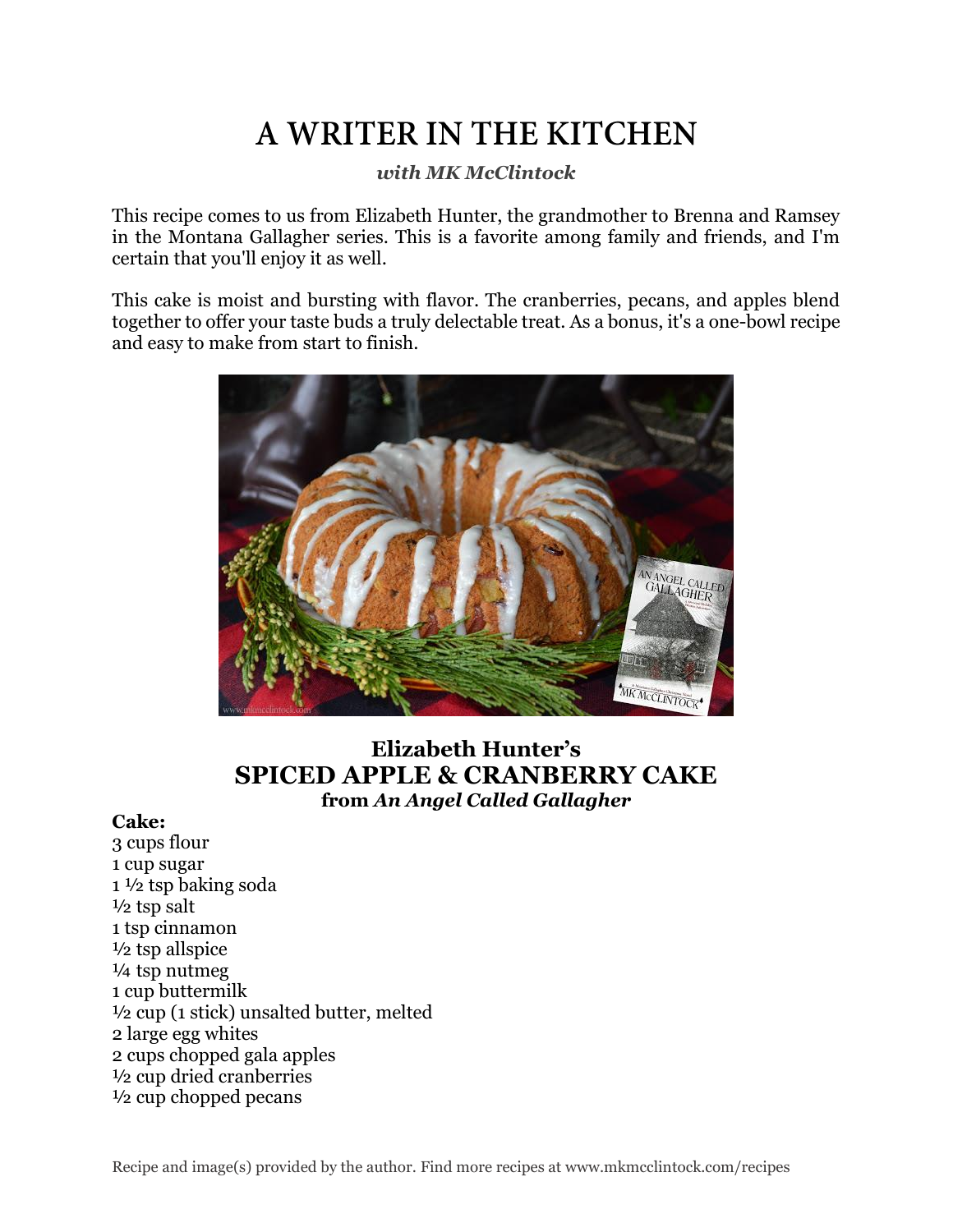# A WRITER IN THE KITCHEN

*with MK McClintock*

This recipe comes to us from Elizabeth Hunter, the grandmother to Brenna and Ramsey in the Montana Gallagher series. This is a favorite among family and friends, and I'm certain that you'll enjoy it as well.

This cake is moist and bursting with flavor. The cranberries, pecans, and apples blend together to offer your taste buds a truly delectable treat. As a bonus, it's a one-bowl recipe and easy to make from start to finish.

## Elizabeth Hunter's
## SPICED APPLE & CRANBERRY CAKE
### from *An Angel Called Gallagher*

**Cake:**

3 cups flour
1 cup sugar
1 ½ tsp baking soda
½ tsp salt
1 tsp cinnamon
½ tsp allspice
¼ tsp nutmeg
1 cup buttermilk
½ cup (1 stick) unsalted butter, melted
2 large egg whites
2 cups chopped gala apples
½ cup dried cranberries
½ cup chopped pecans

Recipe and image(s) provided by the author. Find more recipes at www.mkmcclintock.com/recipes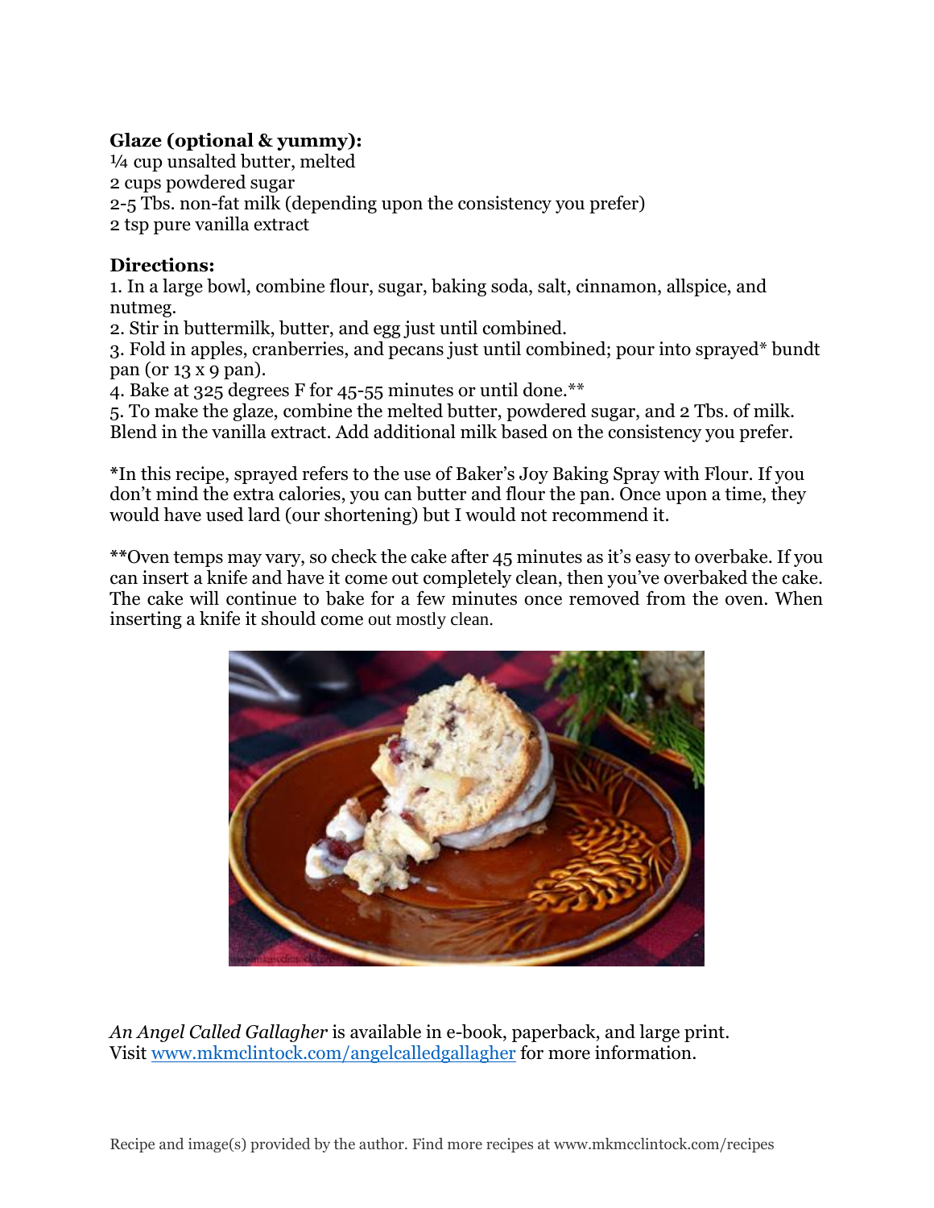**Glaze (optional & yummy):**

¼ cup unsalted butter, melted
2 cups powdered sugar
2-5 Tbs. non-fat milk (depending upon the consistency you prefer)
2 tsp pure vanilla extract

**Directions:**

1. In a large bowl, combine flour, sugar, baking soda, salt, cinnamon, allspice, and nutmeg.
2. Stir in buttermilk, butter, and egg just until combined.
3. Fold in apples, cranberries, and pecans just until combined; pour into sprayed* bundt pan (or 13 x 9 pan).
4. Bake at 325 degrees F for 45-55 minutes or until done.**
5. To make the glaze, combine the melted butter, powdered sugar, and 2 Tbs. of milk. Blend in the vanilla extract. Add additional milk based on the consistency you prefer.

*In this recipe, sprayed refers to the use of Baker's Joy Baking Spray with Flour. If you don't mind the extra calories, you can butter and flour the pan. Once upon a time, they would have used lard (our shortening) but I would not recommend it.

**Oven temps may vary, so check the cake after 45 minutes as it's easy to overbake. If you can insert a knife and have it come out completely clean, then you've overbaked the cake. The cake will continue to bake for a few minutes once removed from the oven. When inserting a knife it should come out mostly clean.

*An Angel Called Gallagher* is available in e-book, paperback, and large print. Visit [www.mkmclintock.com/angelcalledgallagher](www.mkmclintock.com/angelcalledgallagher) for more information.

Recipe and image(s) provided by the author. Find more recipes at www.mkmcclintock.com/recipes